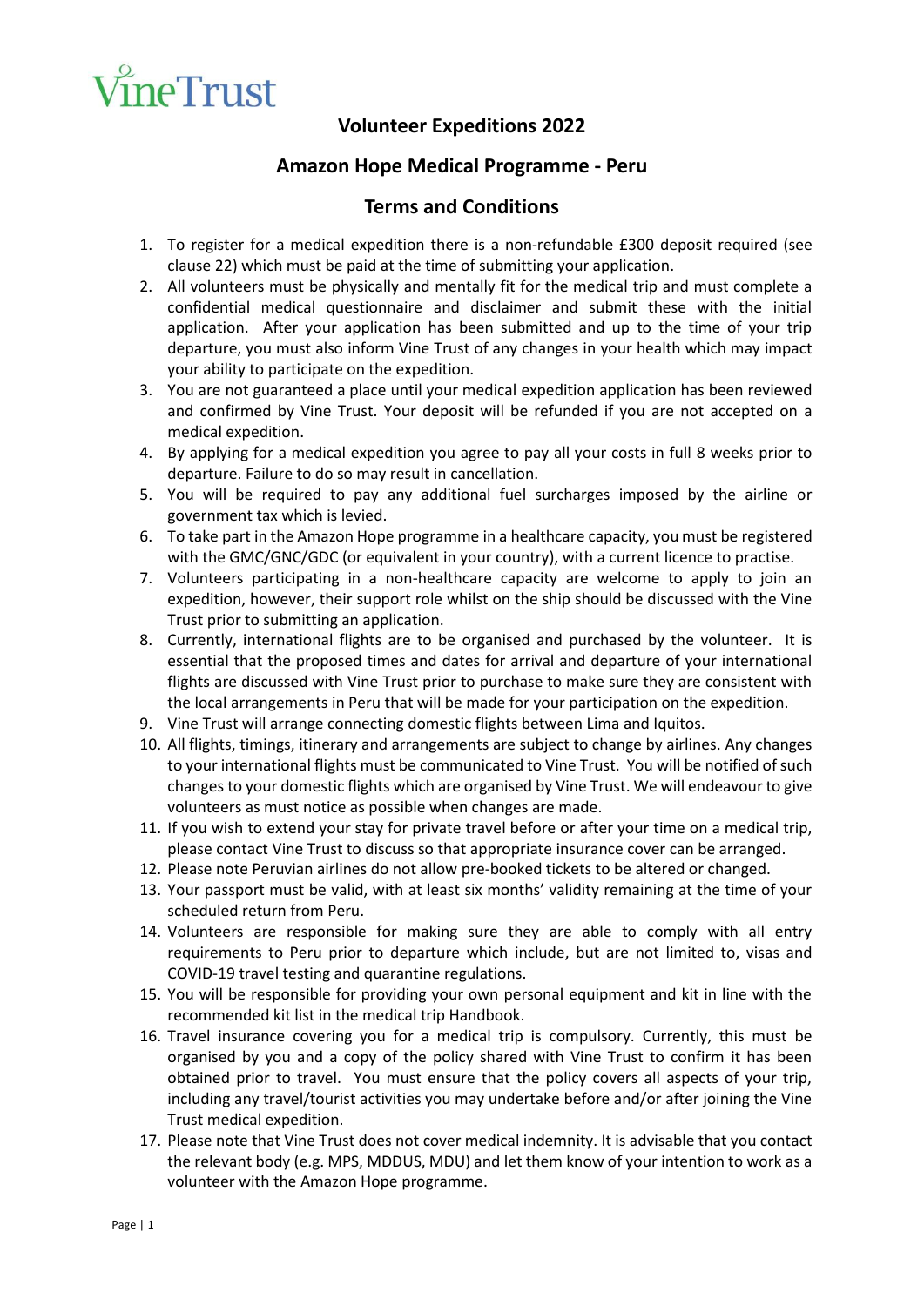VineTrust

## Volunteer Expeditions 2022

## Amazon Hope Medical Programme - Peru

## Terms and Conditions

1. To register for a medical expedition there is a non-refundable £300 deposit required (see clause 22) which must be paid at the time of submitting your application.
2. All volunteers must be physically and mentally fit for the medical trip and must complete a confidential medical questionnaire and disclaimer and submit these with the initial application. After your application has been submitted and up to the time of your trip departure, you must also inform Vine Trust of any changes in your health which may impact your ability to participate on the expedition.
3. You are not guaranteed a place until your medical expedition application has been reviewed and confirmed by Vine Trust. Your deposit will be refunded if you are not accepted on a medical expedition.
4. By applying for a medical expedition you agree to pay all your costs in full 8 weeks prior to departure. Failure to do so may result in cancellation.
5. You will be required to pay any additional fuel surcharges imposed by the airline or government tax which is levied.
6. To take part in the Amazon Hope programme in a healthcare capacity, you must be registered with the GMC/GNC/GDC (or equivalent in your country), with a current licence to practise.
7. Volunteers participating in a non-healthcare capacity are welcome to apply to join an expedition, however, their support role whilst on the ship should be discussed with the Vine Trust prior to submitting an application.
8. Currently, international flights are to be organised and purchased by the volunteer. It is essential that the proposed times and dates for arrival and departure of your international flights are discussed with Vine Trust prior to purchase to make sure they are consistent with the local arrangements in Peru that will be made for your participation on the expedition.
9. Vine Trust will arrange connecting domestic flights between Lima and Iquitos.
10. All flights, timings, itinerary and arrangements are subject to change by airlines. Any changes to your international flights must be communicated to Vine Trust. You will be notified of such changes to your domestic flights which are organised by Vine Trust. We will endeavour to give volunteers as must notice as possible when changes are made.
11. If you wish to extend your stay for private travel before or after your time on a medical trip, please contact Vine Trust to discuss so that appropriate insurance cover can be arranged.
12. Please note Peruvian airlines do not allow pre-booked tickets to be altered or changed.
13. Your passport must be valid, with at least six months' validity remaining at the time of your scheduled return from Peru.
14. Volunteers are responsible for making sure they are able to comply with all entry requirements to Peru prior to departure which include, but are not limited to, visas and COVID-19 travel testing and quarantine regulations.
15. You will be responsible for providing your own personal equipment and kit in line with the recommended kit list in the medical trip Handbook.
16. Travel insurance covering you for a medical trip is compulsory. Currently, this must be organised by you and a copy of the policy shared with Vine Trust to confirm it has been obtained prior to travel. You must ensure that the policy covers all aspects of your trip, including any travel/tourist activities you may undertake before and/or after joining the Vine Trust medical expedition.
17. Please note that Vine Trust does not cover medical indemnity. It is advisable that you contact the relevant body (e.g. MPS, MDDUS, MDU) and let them know of your intention to work as a volunteer with the Amazon Hope programme.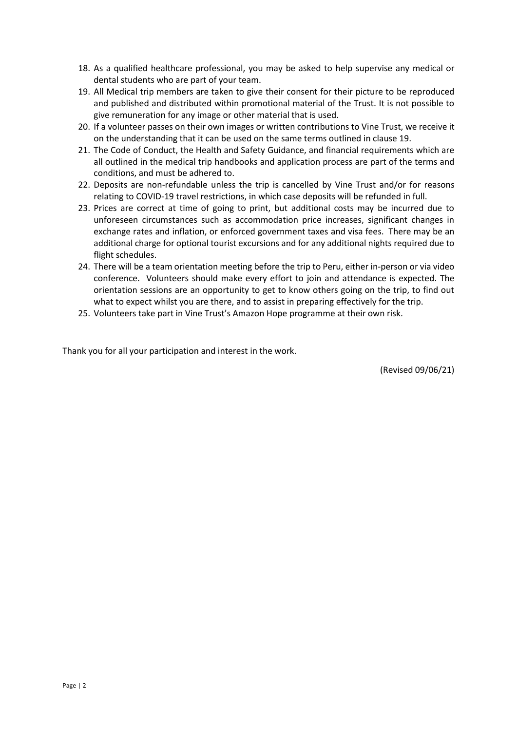18. As a qualified healthcare professional, you may be asked to help supervise any medical or dental students who are part of your team.
19. All Medical trip members are taken to give their consent for their picture to be reproduced and published and distributed within promotional material of the Trust. It is not possible to give remuneration for any image or other material that is used.
20. If a volunteer passes on their own images or written contributions to Vine Trust, we receive it on the understanding that it can be used on the same terms outlined in clause 19.
21. The Code of Conduct, the Health and Safety Guidance, and financial requirements which are all outlined in the medical trip handbooks and application process are part of the terms and conditions, and must be adhered to.
22. Deposits are non-refundable unless the trip is cancelled by Vine Trust and/or for reasons relating to COVID-19 travel restrictions, in which case deposits will be refunded in full.
23. Prices are correct at time of going to print, but additional costs may be incurred due to unforeseen circumstances such as accommodation price increases, significant changes in exchange rates and inflation, or enforced government taxes and visa fees. There may be an additional charge for optional tourist excursions and for any additional nights required due to flight schedules.
24. There will be a team orientation meeting before the trip to Peru, either in-person or via video conference. Volunteers should make every effort to join and attendance is expected. The orientation sessions are an opportunity to get to know others going on the trip, to find out what to expect whilst you are there, and to assist in preparing effectively for the trip.
25. Volunteers take part in Vine Trust's Amazon Hope programme at their own risk.

Thank you for all your participation and interest in the work.

(Revised 09/06/21)